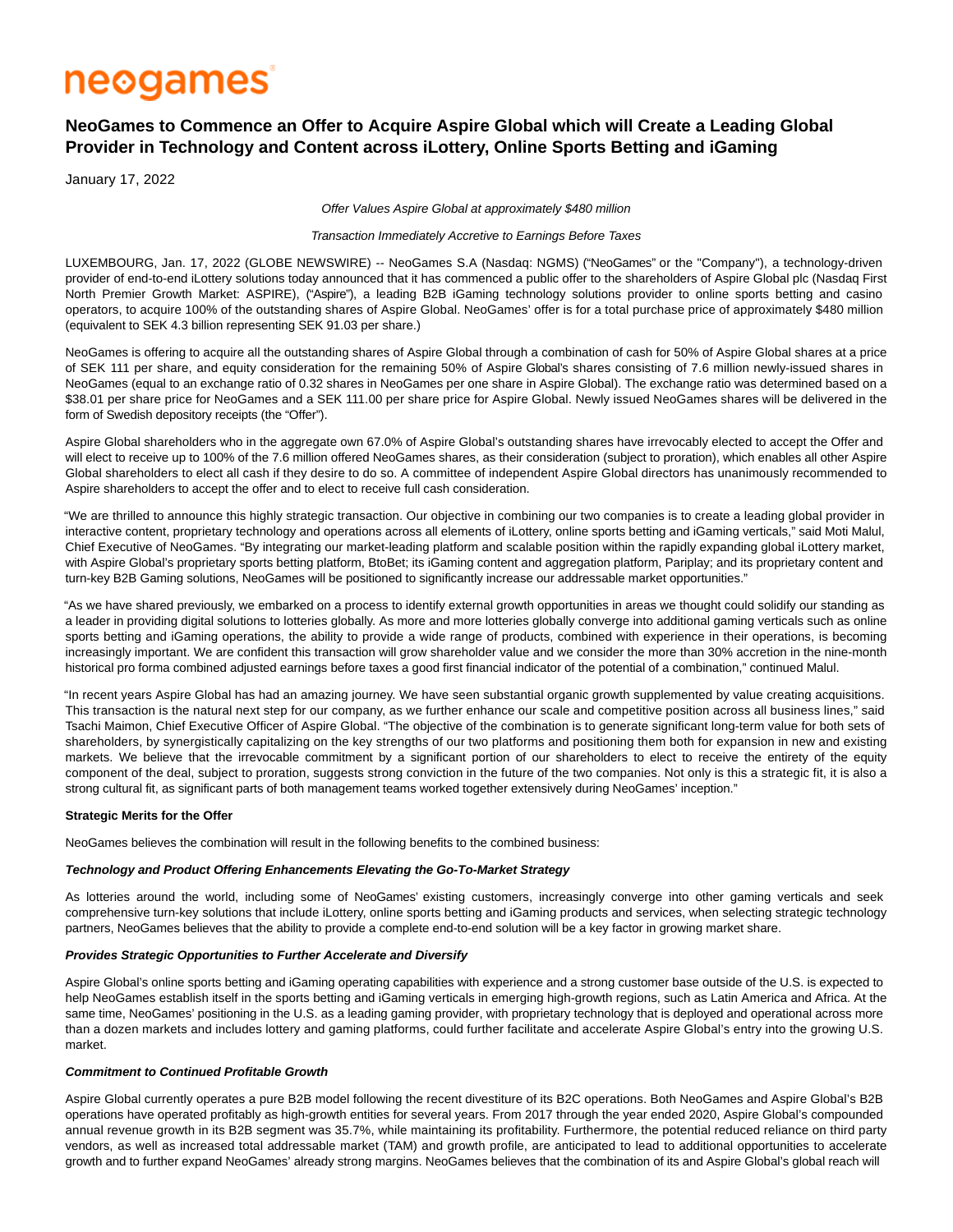# neogames

## NeoGames to Commence an Offer to Acquire Aspire Global which will Create a Leading Global Provider in Technology and Content across iLottery, Online Sports Betting and iGaming

January 17, 2022

*Offer Values Aspire Global at approximately $480 million*

*Transaction Immediately Accretive to Earnings Before Taxes*

LUXEMBOURG, Jan. 17, 2022 (GLOBE NEWSWIRE) -- NeoGames S.A (Nasdaq: NGMS) ("NeoGames" or the "Company"), a technology-driven provider of end-to-end iLottery solutions today announced that it has commenced a public offer to the shareholders of Aspire Global plc (Nasdaq First North Premier Growth Market: ASPIRE), ("Aspire"), a leading B2B iGaming technology solutions provider to online sports betting and casino operators, to acquire 100% of the outstanding shares of Aspire Global. NeoGames' offer is for a total purchase price of approximately $480 million (equivalent to SEK 4.3 billion representing SEK 91.03 per share.)

NeoGames is offering to acquire all the outstanding shares of Aspire Global through a combination of cash for 50% of Aspire Global shares at a price of SEK 111 per share, and equity consideration for the remaining 50% of Aspire Global's shares consisting of 7.6 million newly-issued shares in NeoGames (equal to an exchange ratio of 0.32 shares in NeoGames per one share in Aspire Global). The exchange ratio was determined based on a $38.01 per share price for NeoGames and a SEK 111.00 per share price for Aspire Global. Newly issued NeoGames shares will be delivered in the form of Swedish depository receipts (the "Offer").

Aspire Global shareholders who in the aggregate own 67.0% of Aspire Global's outstanding shares have irrevocably elected to accept the Offer and will elect to receive up to 100% of the 7.6 million offered NeoGames shares, as their consideration (subject to proration), which enables all other Aspire Global shareholders to elect all cash if they desire to do so. A committee of independent Aspire Global directors has unanimously recommended to Aspire shareholders to accept the offer and to elect to receive full cash consideration.

"We are thrilled to announce this highly strategic transaction. Our objective in combining our two companies is to create a leading global provider in interactive content, proprietary technology and operations across all elements of iLottery, online sports betting and iGaming verticals," said Moti Malul, Chief Executive of NeoGames. "By integrating our market-leading platform and scalable position within the rapidly expanding global iLottery market, with Aspire Global's proprietary sports betting platform, BtoBet; its iGaming content and aggregation platform, Pariplay; and its proprietary content and turn-key B2B Gaming solutions, NeoGames will be positioned to significantly increase our addressable market opportunities."

"As we have shared previously, we embarked on a process to identify external growth opportunities in areas we thought could solidify our standing as a leader in providing digital solutions to lotteries globally. As more and more lotteries globally converge into additional gaming verticals such as online sports betting and iGaming operations, the ability to provide a wide range of products, combined with experience in their operations, is becoming increasingly important. We are confident this transaction will grow shareholder value and we consider the more than 30% accretion in the nine-month historical pro forma combined adjusted earnings before taxes a good first financial indicator of the potential of a combination," continued Malul.

"In recent years Aspire Global has had an amazing journey. We have seen substantial organic growth supplemented by value creating acquisitions. This transaction is the natural next step for our company, as we further enhance our scale and competitive position across all business lines," said Tsachi Maimon, Chief Executive Officer of Aspire Global. "The objective of the combination is to generate significant long-term value for both sets of shareholders, by synergistically capitalizing on the key strengths of our two platforms and positioning them both for expansion in new and existing markets. We believe that the irrevocable commitment by a significant portion of our shareholders to elect to receive the entirety of the equity component of the deal, subject to proration, suggests strong conviction in the future of the two companies. Not only is this a strategic fit, it is also a strong cultural fit, as significant parts of both management teams worked together extensively during NeoGames' inception."

**Strategic Merits for the Offer**

NeoGames believes the combination will result in the following benefits to the combined business:

***Technology and Product Offering Enhancements Elevating the Go-To-Market Strategy***

As lotteries around the world, including some of NeoGames' existing customers, increasingly converge into other gaming verticals and seek comprehensive turn-key solutions that include iLottery, online sports betting and iGaming products and services, when selecting strategic technology partners, NeoGames believes that the ability to provide a complete end-to-end solution will be a key factor in growing market share.

***Provides Strategic Opportunities to Further Accelerate and Diversify***

Aspire Global's online sports betting and iGaming operating capabilities with experience and a strong customer base outside of the U.S. is expected to help NeoGames establish itself in the sports betting and iGaming verticals in emerging high-growth regions, such as Latin America and Africa. At the same time, NeoGames' positioning in the U.S. as a leading gaming provider, with proprietary technology that is deployed and operational across more than a dozen markets and includes lottery and gaming platforms, could further facilitate and accelerate Aspire Global's entry into the growing U.S. market.

***Commitment to Continued Profitable Growth***

Aspire Global currently operates a pure B2B model following the recent divestiture of its B2C operations. Both NeoGames and Aspire Global's B2B operations have operated profitably as high-growth entities for several years. From 2017 through the year ended 2020, Aspire Global's compounded annual revenue growth in its B2B segment was 35.7%, while maintaining its profitability. Furthermore, the potential reduced reliance on third party vendors, as well as increased total addressable market (TAM) and growth profile, are anticipated to lead to additional opportunities to accelerate growth and to further expand NeoGames' already strong margins. NeoGames believes that the combination of its and Aspire Global's global reach will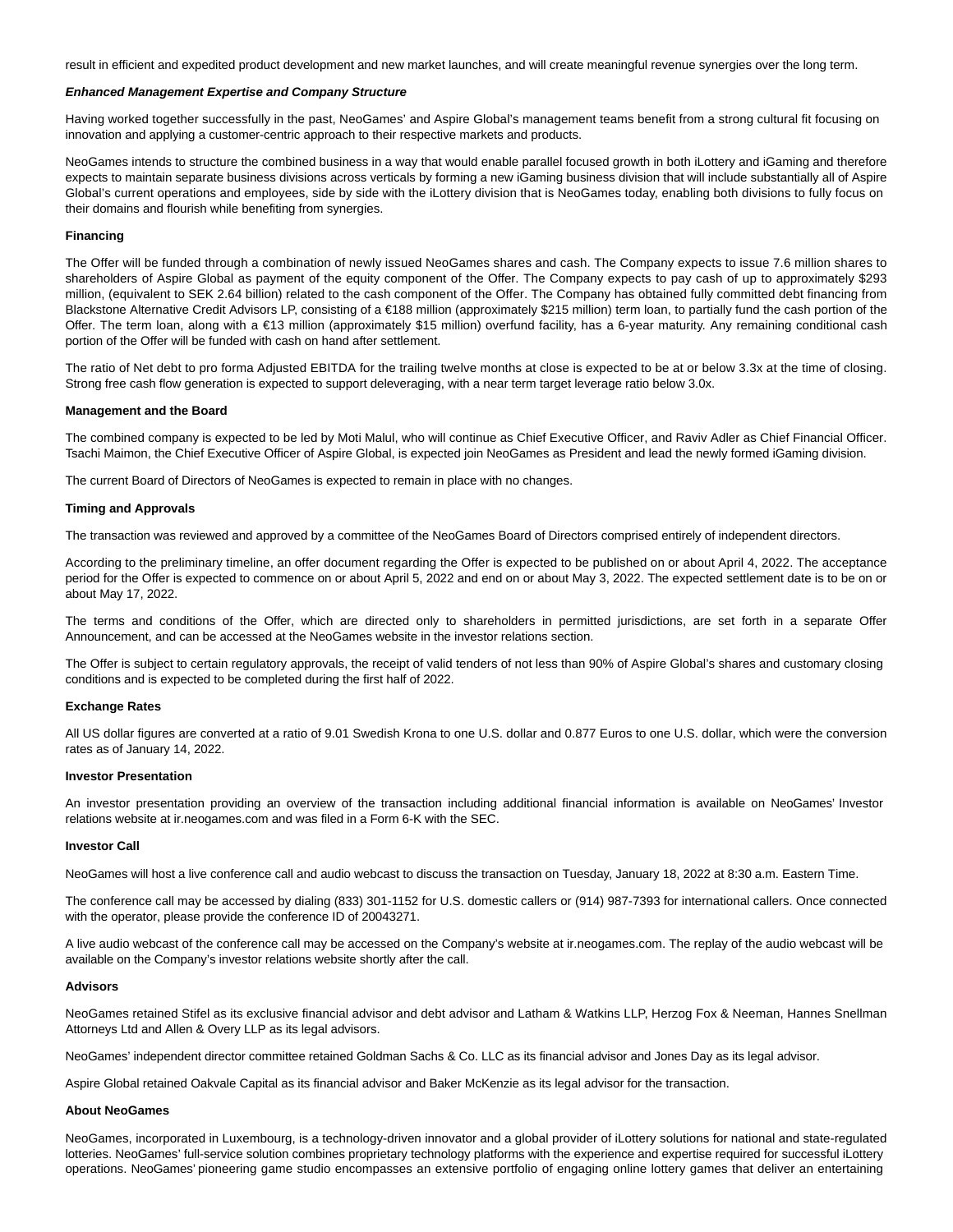result in efficient and expedited product development and new market launches, and will create meaningful revenue synergies over the long term.

***Enhanced Management Expertise and Company Structure***

Having worked together successfully in the past, NeoGames' and Aspire Global's management teams benefit from a strong cultural fit focusing on innovation and applying a customer-centric approach to their respective markets and products.

NeoGames intends to structure the combined business in a way that would enable parallel focused growth in both iLottery and iGaming and therefore expects to maintain separate business divisions across verticals by forming a new iGaming business division that will include substantially all of Aspire Global's current operations and employees, side by side with the iLottery division that is NeoGames today, enabling both divisions to fully focus on their domains and flourish while benefiting from synergies.

**Financing**

The Offer will be funded through a combination of newly issued NeoGames shares and cash. The Company expects to issue 7.6 million shares to shareholders of Aspire Global as payment of the equity component of the Offer. The Company expects to pay cash of up to approximately $293 million, (equivalent to SEK 2.64 billion) related to the cash component of the Offer. The Company has obtained fully committed debt financing from Blackstone Alternative Credit Advisors LP, consisting of a €188 million (approximately $215 million) term loan, to partially fund the cash portion of the Offer. The term loan, along with a €13 million (approximately $15 million) overfund facility, has a 6-year maturity. Any remaining conditional cash portion of the Offer will be funded with cash on hand after settlement.

The ratio of Net debt to pro forma Adjusted EBITDA for the trailing twelve months at close is expected to be at or below 3.3x at the time of closing. Strong free cash flow generation is expected to support deleveraging, with a near term target leverage ratio below 3.0x.

**Management and the Board**

The combined company is expected to be led by Moti Malul, who will continue as Chief Executive Officer, and Raviv Adler as Chief Financial Officer. Tsachi Maimon, the Chief Executive Officer of Aspire Global, is expected join NeoGames as President and lead the newly formed iGaming division.

The current Board of Directors of NeoGames is expected to remain in place with no changes.

**Timing and Approvals**

The transaction was reviewed and approved by a committee of the NeoGames Board of Directors comprised entirely of independent directors.

According to the preliminary timeline, an offer document regarding the Offer is expected to be published on or about April 4, 2022. The acceptance period for the Offer is expected to commence on or about April 5, 2022 and end on or about May 3, 2022. The expected settlement date is to be on or about May 17, 2022.

The terms and conditions of the Offer, which are directed only to shareholders in permitted jurisdictions, are set forth in a separate Offer Announcement, and can be accessed at the NeoGames website in the investor relations section.

The Offer is subject to certain regulatory approvals, the receipt of valid tenders of not less than 90% of Aspire Global's shares and customary closing conditions and is expected to be completed during the first half of 2022.

**Exchange Rates**

All US dollar figures are converted at a ratio of 9.01 Swedish Krona to one U.S. dollar and 0.877 Euros to one U.S. dollar, which were the conversion rates as of January 14, 2022.

**Investor Presentation**

An investor presentation providing an overview of the transaction including additional financial information is available on NeoGames' Investor relations website at ir.neogames.com and was filed in a Form 6-K with the SEC.

**Investor Call**

NeoGames will host a live conference call and audio webcast to discuss the transaction on Tuesday, January 18, 2022 at 8:30 a.m. Eastern Time.

The conference call may be accessed by dialing (833) 301-1152 for U.S. domestic callers or (914) 987-7393 for international callers. Once connected with the operator, please provide the conference ID of 20043271.

A live audio webcast of the conference call may be accessed on the Company's website at ir.neogames.com. The replay of the audio webcast will be available on the Company's investor relations website shortly after the call.

**Advisors**

NeoGames retained Stifel as its exclusive financial advisor and debt advisor and Latham & Watkins LLP, Herzog Fox & Neeman, Hannes Snellman Attorneys Ltd and Allen & Overy LLP as its legal advisors.

NeoGames' independent director committee retained Goldman Sachs & Co. LLC as its financial advisor and Jones Day as its legal advisor.

Aspire Global retained Oakvale Capital as its financial advisor and Baker McKenzie as its legal advisor for the transaction.

**About NeoGames**

NeoGames, incorporated in Luxembourg, is a technology-driven innovator and a global provider of iLottery solutions for national and state-regulated lotteries. NeoGames' full-service solution combines proprietary technology platforms with the experience and expertise required for successful iLottery operations. NeoGames' pioneering game studio encompasses an extensive portfolio of engaging online lottery games that deliver an entertaining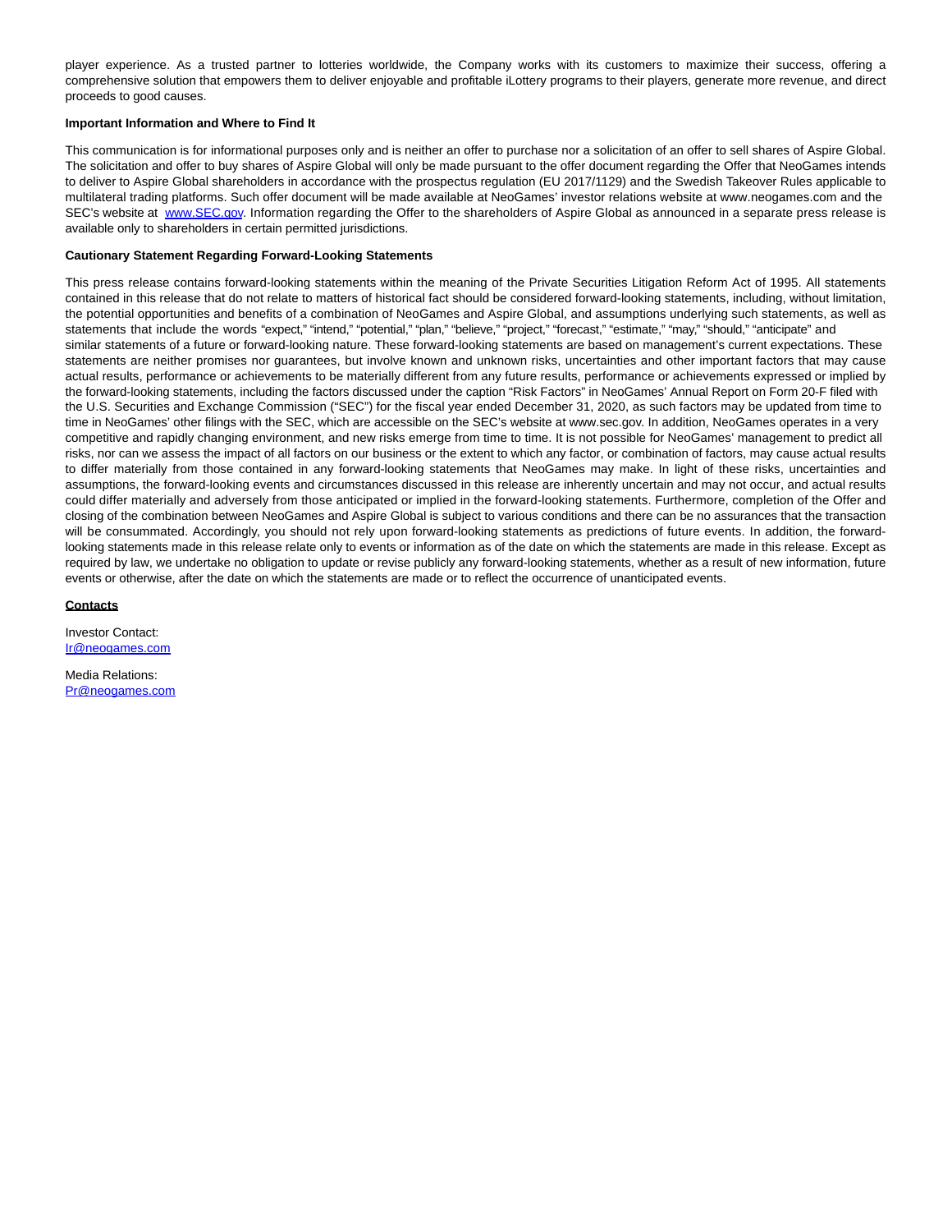player experience. As a trusted partner to lotteries worldwide, the Company works with its customers to maximize their success, offering a comprehensive solution that empowers them to deliver enjoyable and profitable iLottery programs to their players, generate more revenue, and direct proceeds to good causes.

**Important Information and Where to Find It**

This communication is for informational purposes only and is neither an offer to purchase nor a solicitation of an offer to sell shares of Aspire Global. The solicitation and offer to buy shares of Aspire Global will only be made pursuant to the offer document regarding the Offer that NeoGames intends to deliver to Aspire Global shareholders in accordance with the prospectus regulation (EU 2017/1129) and the Swedish Takeover Rules applicable to multilateral trading platforms. Such offer document will be made available at NeoGames' investor relations website at www.neogames.com and the SEC's website at [www.SEC.gov](www.SEC.gov). Information regarding the Offer to the shareholders of Aspire Global as announced in a separate press release is available only to shareholders in certain permitted jurisdictions.

**Cautionary Statement Regarding Forward-Looking Statements**

This press release contains forward-looking statements within the meaning of the Private Securities Litigation Reform Act of 1995. All statements contained in this release that do not relate to matters of historical fact should be considered forward-looking statements, including, without limitation, the potential opportunities and benefits of a combination of NeoGames and Aspire Global, and assumptions underlying such statements, as well as statements that include the words "expect," "intend," "potential," "plan," "believe," "project," "forecast," "estimate," "may," "should," "anticipate" and similar statements of a future or forward-looking nature. These forward-looking statements are based on management's current expectations. These statements are neither promises nor guarantees, but involve known and unknown risks, uncertainties and other important factors that may cause actual results, performance or achievements to be materially different from any future results, performance or achievements expressed or implied by the forward-looking statements, including the factors discussed under the caption "Risk Factors" in NeoGames' Annual Report on Form 20-F filed with the U.S. Securities and Exchange Commission ("SEC") for the fiscal year ended December 31, 2020, as such factors may be updated from time to time in NeoGames' other filings with the SEC, which are accessible on the SEC's website at www.sec.gov. In addition, NeoGames operates in a very competitive and rapidly changing environment, and new risks emerge from time to time. It is not possible for NeoGames' management to predict all risks, nor can we assess the impact of all factors on our business or the extent to which any factor, or combination of factors, may cause actual results to differ materially from those contained in any forward-looking statements that NeoGames may make. In light of these risks, uncertainties and assumptions, the forward-looking events and circumstances discussed in this release are inherently uncertain and may not occur, and actual results could differ materially and adversely from those anticipated or implied in the forward-looking statements. Furthermore, completion of the Offer and closing of the combination between NeoGames and Aspire Global is subject to various conditions and there can be no assurances that the transaction will be consummated. Accordingly, you should not rely upon forward-looking statements as predictions of future events. In addition, the forward-looking statements made in this release relate only to events or information as of the date on which the statements are made in this release. Except as required by law, we undertake no obligation to update or revise publicly any forward-looking statements, whether as a result of new information, future events or otherwise, after the date on which the statements are made or to reflect the occurrence of unanticipated events.

**Contacts**

Investor Contact:
[Ir@neogames.com](mailto:Ir@neogames.com)

Media Relations:
[Pr@neogames.com](mailto:Pr@neogames.com)